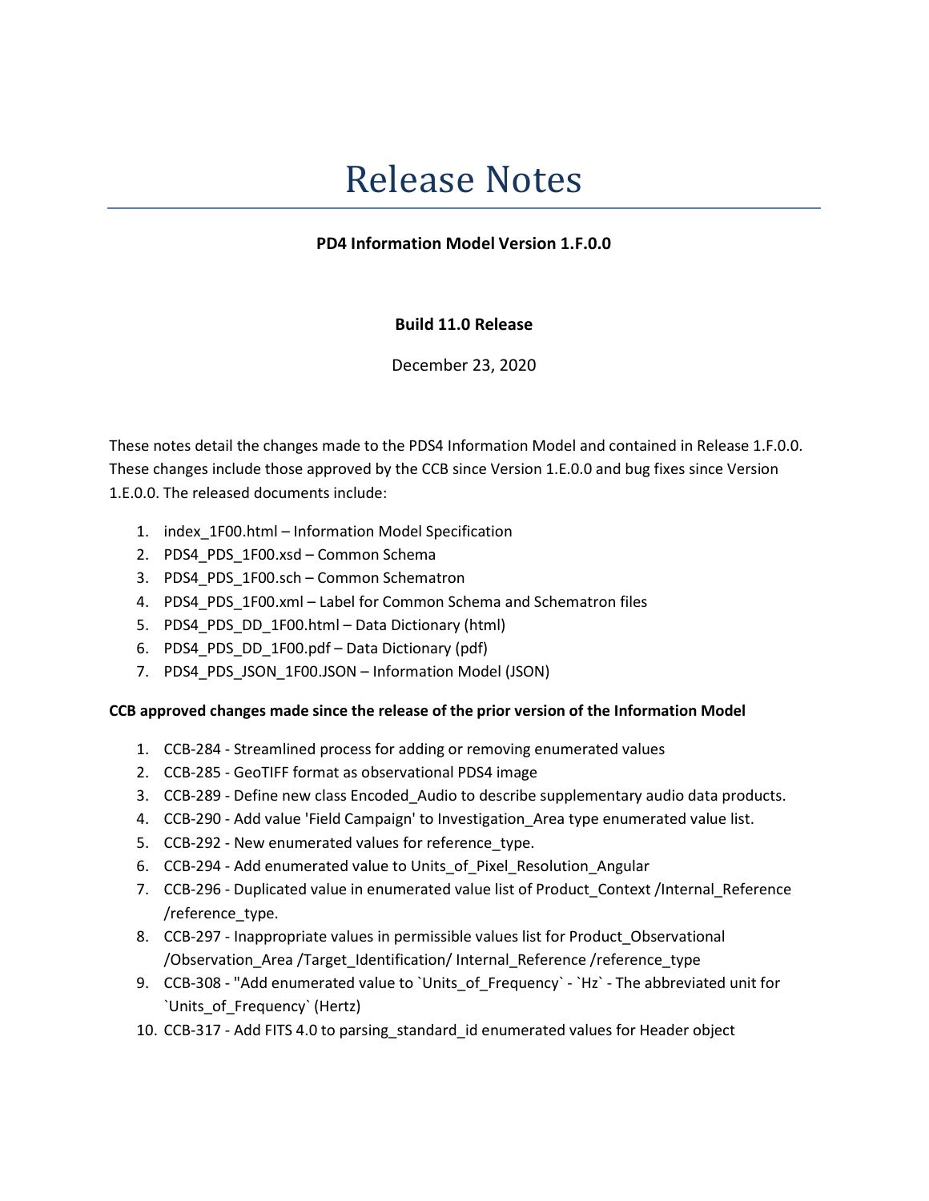# Release Notes

**PD4 Information Model Version 1.F.0.0**

**Build 11.0 Release**

December 23, 2020

These notes detail the changes made to the PDS4 Information Model and contained in Release 1.F.0.0. These changes include those approved by the CCB since Version 1.E.0.0 and bug fixes since Version 1.E.0.0. The released documents include:

1. index_1F00.html – Information Model Specification
2. PDS4_PDS_1F00.xsd – Common Schema
3. PDS4_PDS_1F00.sch – Common Schematron
4. PDS4_PDS_1F00.xml – Label for Common Schema and Schematron files
5. PDS4_PDS_DD_1F00.html – Data Dictionary (html)
6. PDS4_PDS_DD_1F00.pdf – Data Dictionary (pdf)
7. PDS4_PDS_JSON_1F00.JSON – Information Model (JSON)

**CCB approved changes made since the release of the prior version of the Information Model**

1. CCB-284 - Streamlined process for adding or removing enumerated values
2. CCB-285 - GeoTIFF format as observational PDS4 image
3. CCB-289 - Define new class Encoded_Audio to describe supplementary audio data products.
4. CCB-290 - Add value 'Field Campaign' to Investigation_Area type enumerated value list.
5. CCB-292 - New enumerated values for reference_type.
6. CCB-294 - Add enumerated value to Units_of_Pixel_Resolution_Angular
7. CCB-296 - Duplicated value in enumerated value list of Product_Context /Internal_Reference /reference_type.
8. CCB-297 - Inappropriate values in permissible values list for Product_Observational /Observation_Area /Target_Identification/ Internal_Reference /reference_type
9. CCB-308 - "Add enumerated value to `Units_of_Frequency` - `Hz` - The abbreviated unit for `Units_of_Frequency` (Hertz)
10. CCB-317 - Add FITS 4.0 to parsing_standard_id enumerated values for Header object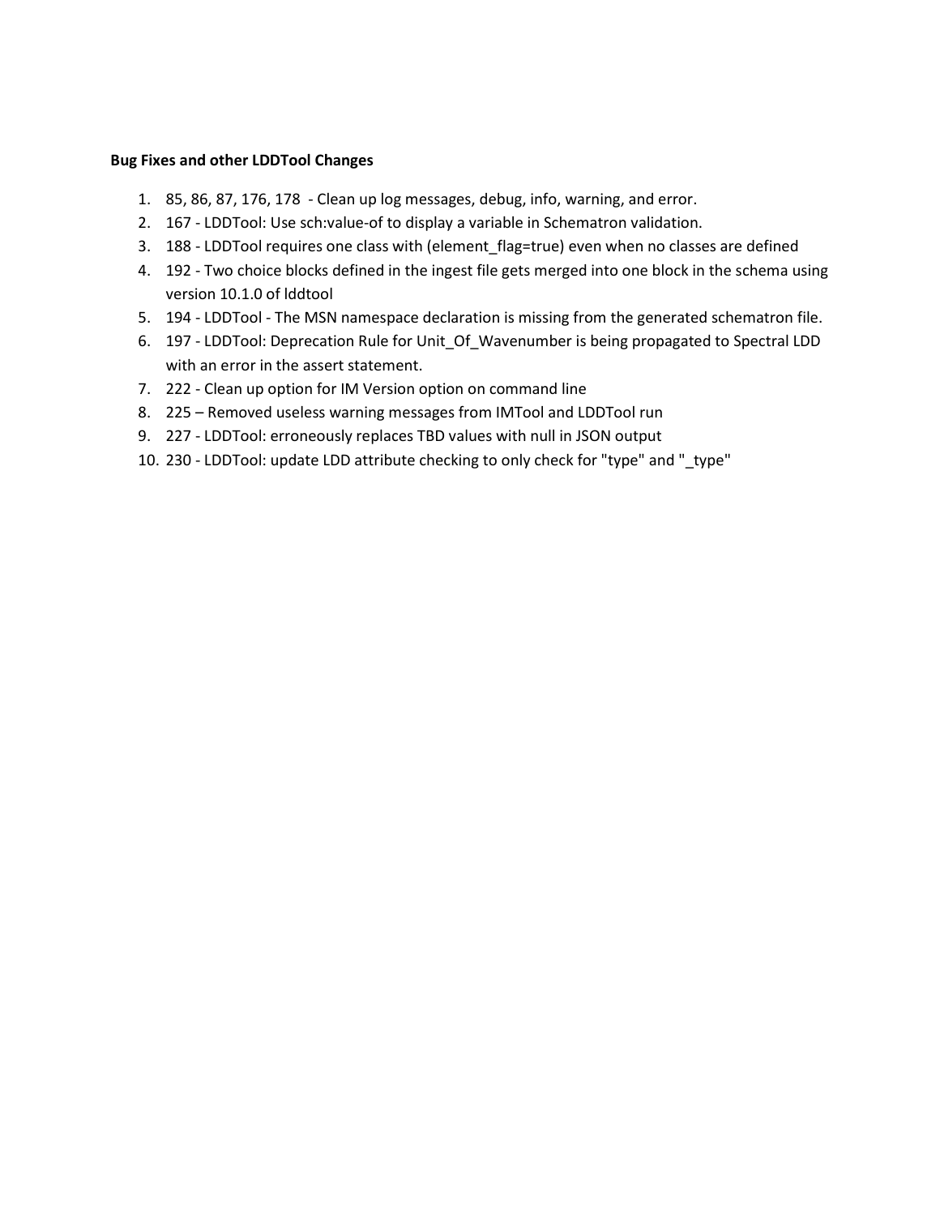**Bug Fixes and other LDDTool Changes**

1. 85, 86, 87, 176, 178 - Clean up log messages, debug, info, warning, and error.
2. 167 - LDDTool: Use sch:value-of to display a variable in Schematron validation.
3. 188 - LDDTool requires one class with (element_flag=true) even when no classes are defined
4. 192 - Two choice blocks defined in the ingest file gets merged into one block in the schema using version 10.1.0 of lddtool
5. 194 - LDDTool - The MSN namespace declaration is missing from the generated schematron file.
6. 197 - LDDTool: Deprecation Rule for Unit_Of_Wavenumber is being propagated to Spectral LDD with an error in the assert statement.
7. 222 - Clean up option for IM Version option on command line
8. 225 – Removed useless warning messages from IMTool and LDDTool run
9. 227 - LDDTool: erroneously replaces TBD values with null in JSON output
10. 230 - LDDTool: update LDD attribute checking to only check for "type" and "_type"